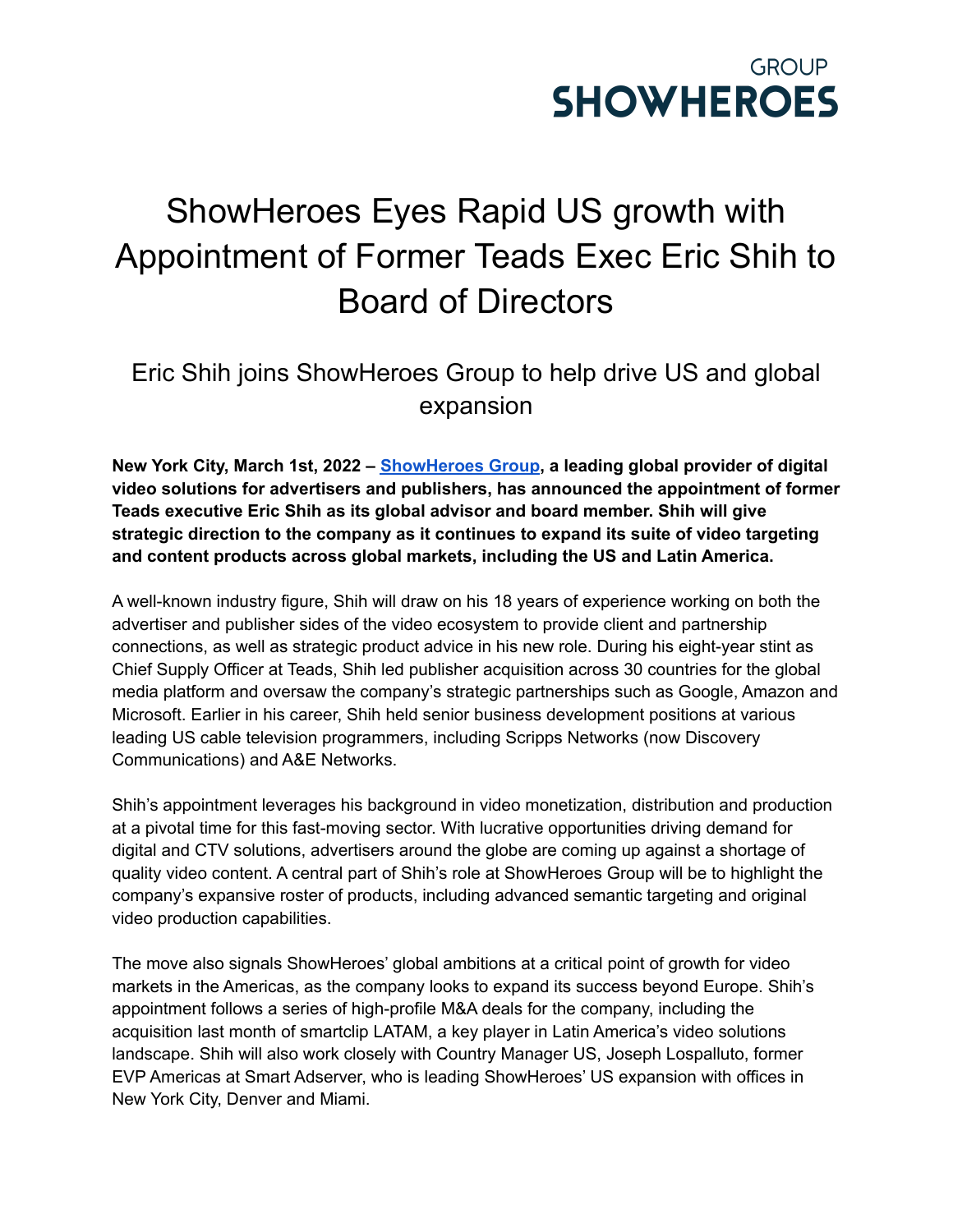GROUP
**SHOWHEROES**

# ShowHeroes Eyes Rapid US growth with Appointment of Former Teads Exec Eric Shih to Board of Directors

## Eric Shih joins ShowHeroes Group to help drive US and global expansion

**New York City, March 1st, 2022 – ShowHeroes Group, a leading global provider of digital video solutions for advertisers and publishers, has announced the appointment of former Teads executive Eric Shih as its global advisor and board member. Shih will give strategic direction to the company as it continues to expand its suite of video targeting and content products across global markets, including the US and Latin America.**

A well-known industry figure, Shih will draw on his 18 years of experience working on both the advertiser and publisher sides of the video ecosystem to provide client and partnership connections, as well as strategic product advice in his new role. During his eight-year stint as Chief Supply Officer at Teads, Shih led publisher acquisition across 30 countries for the global media platform and oversaw the company's strategic partnerships such as Google, Amazon and Microsoft. Earlier in his career, Shih held senior business development positions at various leading US cable television programmers, including Scripps Networks (now Discovery Communications) and A&E Networks.

Shih's appointment leverages his background in video monetization, distribution and production at a pivotal time for this fast-moving sector. With lucrative opportunities driving demand for digital and CTV solutions, advertisers around the globe are coming up against a shortage of quality video content. A central part of Shih's role at ShowHeroes Group will be to highlight the company's expansive roster of products, including advanced semantic targeting and original video production capabilities.

The move also signals ShowHeroes' global ambitions at a critical point of growth for video markets in the Americas, as the company looks to expand its success beyond Europe. Shih's appointment follows a series of high-profile M&A deals for the company, including the acquisition last month of smartclip LATAM, a key player in Latin America's video solutions landscape. Shih will also work closely with Country Manager US, Joseph Lospalluto, former EVP Americas at Smart Adserver, who is leading ShowHeroes' US expansion with offices in New York City, Denver and Miami.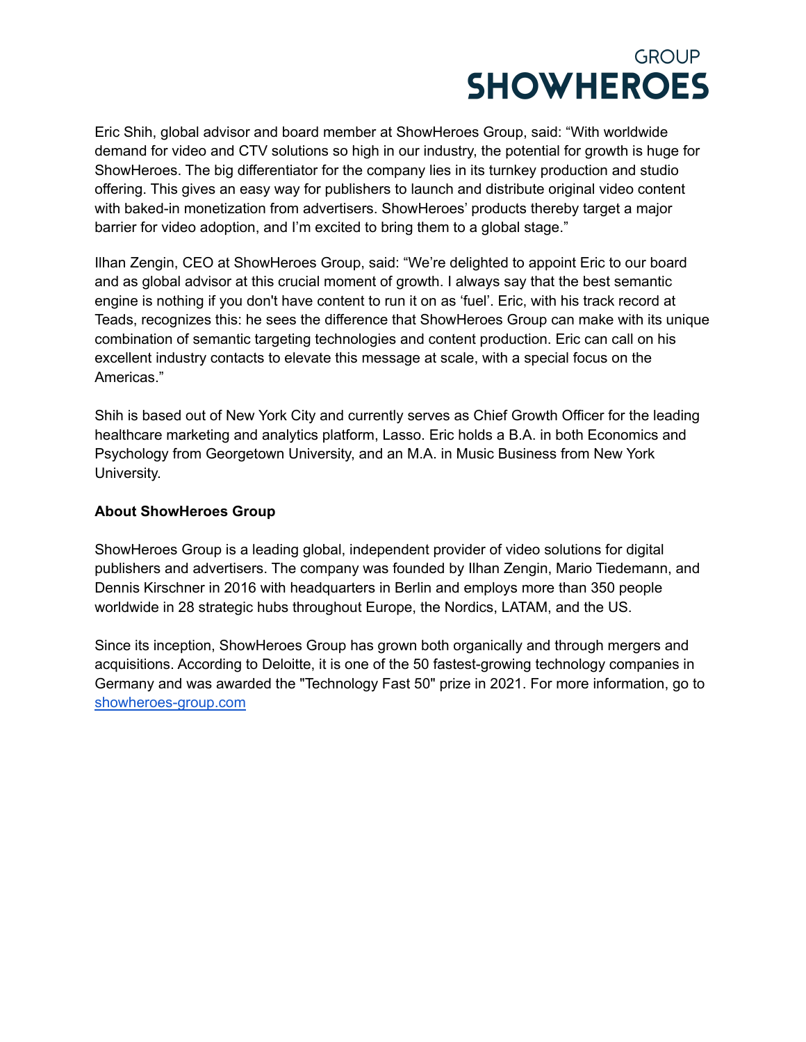Eric Shih, global advisor and board member at ShowHeroes Group, said: "With worldwide demand for video and CTV solutions so high in our industry, the potential for growth is huge for ShowHeroes. The big differentiator for the company lies in its turnkey production and studio offering. This gives an easy way for publishers to launch and distribute original video content with baked-in monetization from advertisers. ShowHeroes' products thereby target a major barrier for video adoption, and I'm excited to bring them to a global stage."

Ilhan Zengin, CEO at ShowHeroes Group, said: "We're delighted to appoint Eric to our board and as global advisor at this crucial moment of growth. I always say that the best semantic engine is nothing if you don't have content to run it on as 'fuel'. Eric, with his track record at Teads, recognizes this: he sees the difference that ShowHeroes Group can make with its unique combination of semantic targeting technologies and content production. Eric can call on his excellent industry contacts to elevate this message at scale, with a special focus on the Americas."

Shih is based out of New York City and currently serves as Chief Growth Officer for the leading healthcare marketing and analytics platform, Lasso. Eric holds a B.A. in both Economics and Psychology from Georgetown University, and an M.A. in Music Business from New York University.

**About ShowHeroes Group**

ShowHeroes Group is a leading global, independent provider of video solutions for digital publishers and advertisers. The company was founded by Ilhan Zengin, Mario Tiedemann, and Dennis Kirschner in 2016 with headquarters in Berlin and employs more than 350 people worldwide in 28 strategic hubs throughout Europe, the Nordics, LATAM, and the US.

Since its inception, ShowHeroes Group has grown both organically and through mergers and acquisitions. According to Deloitte, it is one of the 50 fastest-growing technology companies in Germany and was awarded the "Technology Fast 50" prize in 2021. For more information, go to [showheroes-group.com](showheroes-group.com)